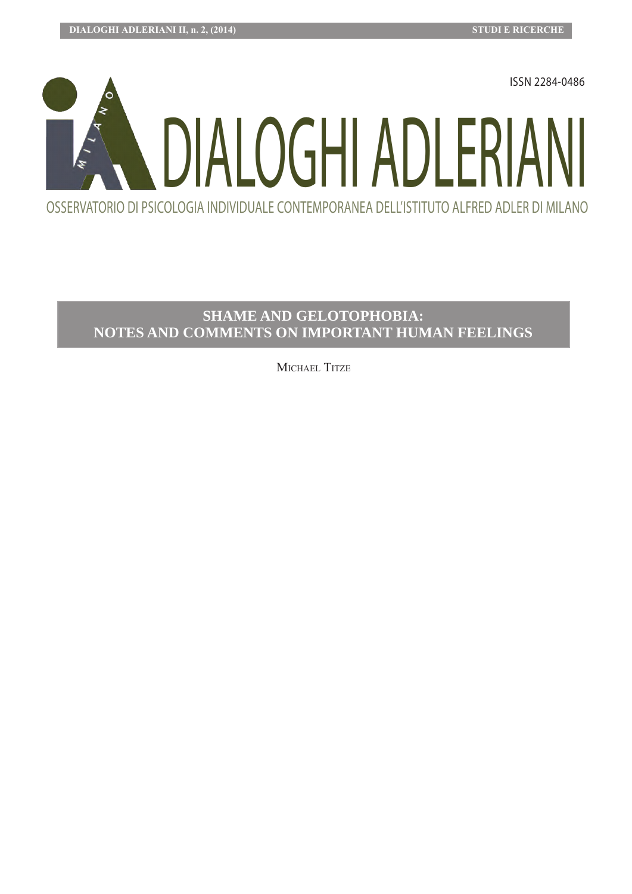ISSN 2284-0486

# DIALOGHI ADLERIANI

OSSERVATORIO DI PSICOLOGIA INDIVIDUALE CONTEMPORANEA DELL'ISTITUTO ALFRED ADLER DI MILANO

## SHAME AND GELOTOPHOBIA: NOTES AND COMMENTS ON IMPORTANT HUMAN FEELINGS

Michael Titze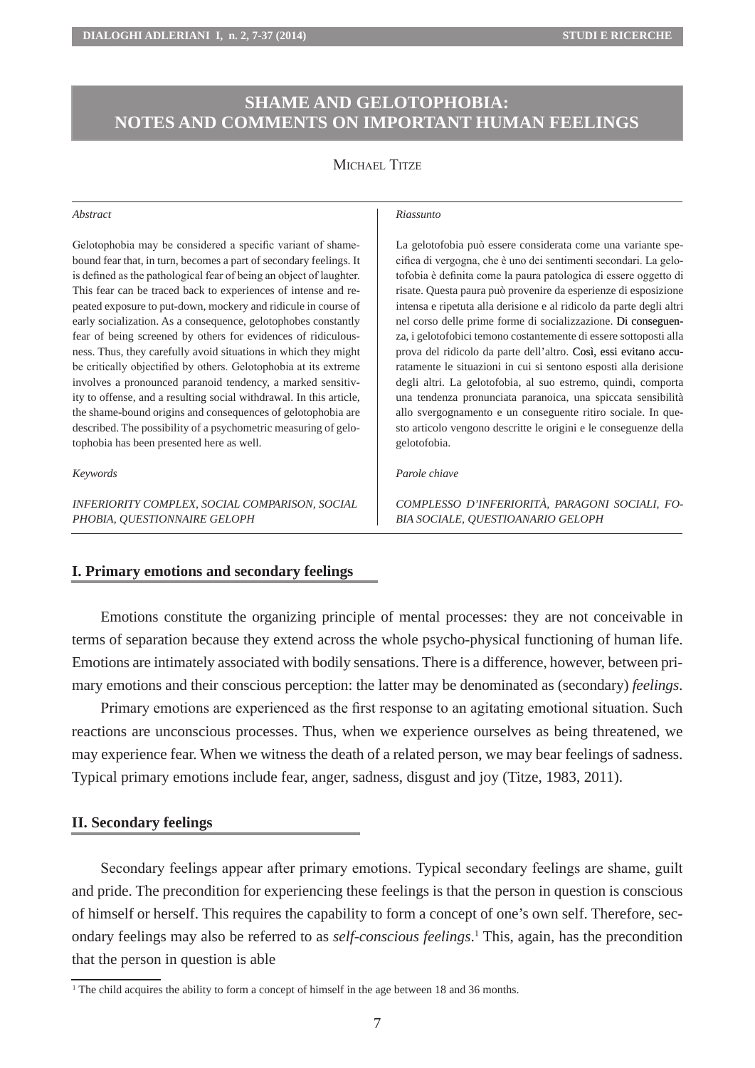# SHAME AND GELOTOPHOBIA: NOTES AND COMMENTS ON IMPORTANT HUMAN FEELINGS

MICHAEL TITZE

*Abstract*

Gelotophobia may be considered a specific variant of shame-bound fear that, in turn, becomes a part of secondary feelings. It is defined as the pathological fear of being an object of laughter. This fear can be traced back to experiences of intense and repeated exposure to put-down, mockery and ridicule in course of early socialization. As a consequence, gelotophobes constantly fear of being screened by others for evidences of ridiculousness. Thus, they carefully avoid situations in which they might be critically objectified by others. Gelotophobia at its extreme involves a pronounced paranoid tendency, a marked sensitivity to offense, and a resulting social withdrawal. In this article, the shame-bound origins and consequences of gelotophobia are described. The possibility of a psychometric measuring of gelotophobia has been presented here as well.

*Keywords*

*INFERIORITY COMPLEX, SOCIAL COMPARISON, SOCIAL PHOBIA, QUESTIONNAIRE GELOPH*

*Riassunto*

La gelotofobia può essere considerata come una variante specifica di vergogna, che è uno dei sentimenti secondari. La gelotofobia è definita come la paura patologica di essere oggetto di risate. Questa paura può provenire da esperienze di esposizione intensa e ripetuta alla derisione e al ridicolo da parte degli altri nel corso delle prime forme di socializzazione. Di conseguenza, i gelotofobici temono costantemente di essere sottoposti alla prova del ridicolo da parte dell'altro. Così, essi evitano accuratamente le situazioni in cui si sentono esposti alla derisione degli altri. La gelotofobia, al suo estremo, quindi, comporta una tendenza pronunciata paranoica, una spiccata sensibilità allo svergognamento e un conseguente ritiro sociale. In questo articolo vengono descritte le origini e le conseguenze della gelotofobia.

*Parole chiave*

*COMPLESSO D'INFERIORITÀ, PARAGONI SOCIALI, FOBIA SOCIALE, QUESTIOANARIO GELOPH*

## I. Primary emotions and secondary feelings

Emotions constitute the organizing principle of mental processes: they are not conceivable in terms of separation because they extend across the whole psycho-physical functioning of human life. Emotions are intimately associated with bodily sensations. There is a difference, however, between primary emotions and their conscious perception: the latter may be denominated as (secondary) *feelings*.

Primary emotions are experienced as the first response to an agitating emotional situation. Such reactions are unconscious processes. Thus, when we experience ourselves as being threatened, we may experience fear. When we witness the death of a related person, we may bear feelings of sadness. Typical primary emotions include fear, anger, sadness, disgust and joy (Titze, 1983, 2011).

## II. Secondary feelings

Secondary feelings appear after primary emotions. Typical secondary feelings are shame, guilt and pride. The precondition for experiencing these feelings is that the person in question is conscious of himself or herself. This requires the capability to form a concept of one's own self. Therefore, secondary feelings may also be referred to as *self-conscious feelings*.[1] This, again, has the precondition that the person in question is able

[1] The child acquires the ability to form a concept of himself in the age between 18 and 36 months.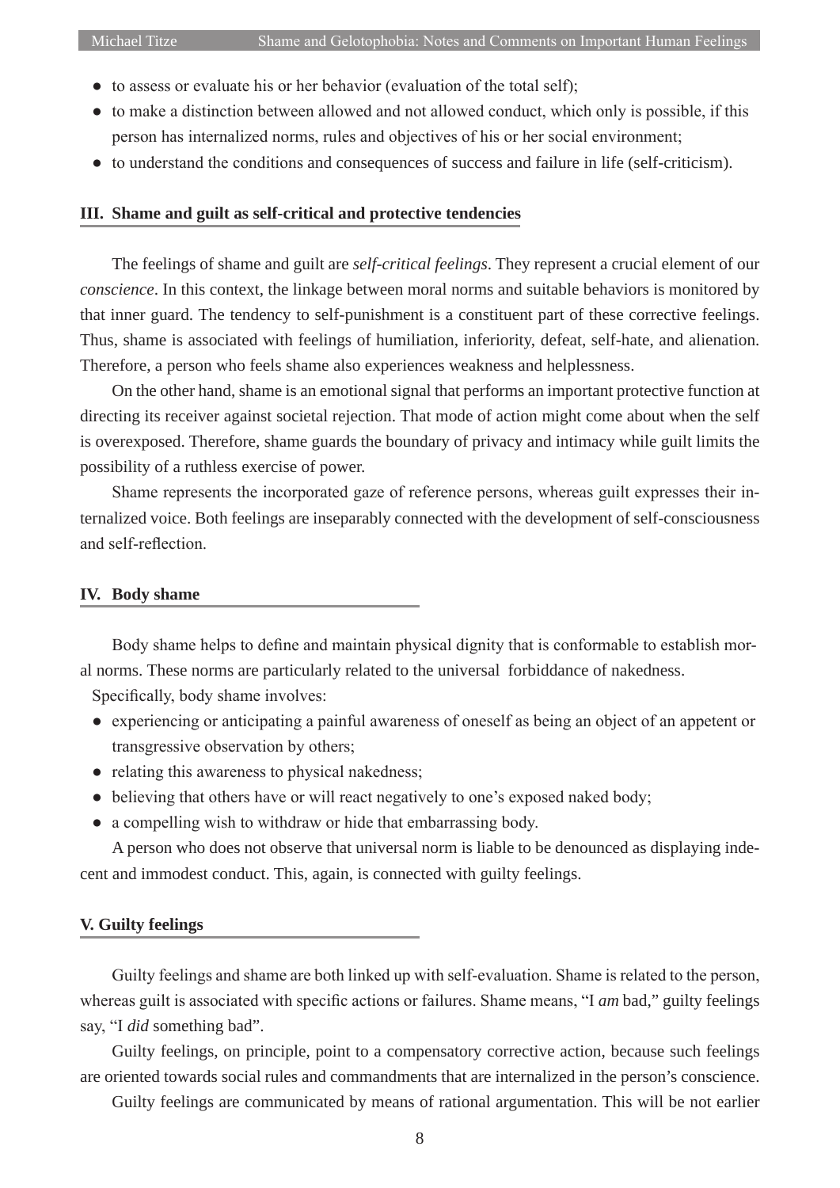- to assess or evaluate his or her behavior (evaluation of the total self);
- to make a distinction between allowed and not allowed conduct, which only is possible, if this person has internalized norms, rules and objectives of his or her social environment;
- to understand the conditions and consequences of success and failure in life (self-criticism).

## III. Shame and guilt as self-critical and protective tendencies

The feelings of shame and guilt are *self-critical feelings*. They represent a crucial element of our *conscience*. In this context, the linkage between moral norms and suitable behaviors is monitored by that inner guard. The tendency to self-punishment is a constituent part of these corrective feelings. Thus, shame is associated with feelings of humiliation, inferiority, defeat, self-hate, and alienation. Therefore, a person who feels shame also experiences weakness and helplessness.

On the other hand, shame is an emotional signal that performs an important protective function at directing its receiver against societal rejection. That mode of action might come about when the self is overexposed. Therefore, shame guards the boundary of privacy and intimacy while guilt limits the possibility of a ruthless exercise of power.

Shame represents the incorporated gaze of reference persons, whereas guilt expresses their internalized voice. Both feelings are inseparably connected with the development of self-consciousness and self-reflection.

## IV. Body shame

Body shame helps to define and maintain physical dignity that is conformable to establish moral norms. These norms are particularly related to the universal forbiddance of nakedness.

Specifically, body shame involves:

- experiencing or anticipating a painful awareness of oneself as being an object of an appetent or transgressive observation by others;
- relating this awareness to physical nakedness;
- believing that others have or will react negatively to one's exposed naked body;
- a compelling wish to withdraw or hide that embarrassing body.

A person who does not observe that universal norm is liable to be denounced as displaying indecent and immodest conduct. This, again, is connected with guilty feelings.

## V. Guilty feelings

Guilty feelings and shame are both linked up with self-evaluation. Shame is related to the person, whereas guilt is associated with specific actions or failures. Shame means, "I *am* bad," guilty feelings say, "I *did* something bad".

Guilty feelings, on principle, point to a compensatory corrective action, because such feelings are oriented towards social rules and commandments that are internalized in the person's conscience.

Guilty feelings are communicated by means of rational argumentation. This will be not earlier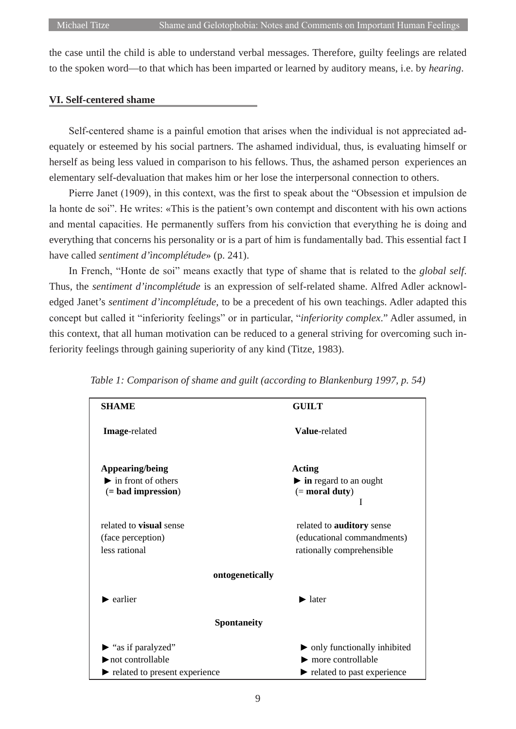the case until the child is able to understand verbal messages. Therefore, guilty feelings are related to the spoken word—to that which has been imparted or learned by auditory means, i.e. by *hearing*.

## VI. Self-centered shame

Self-centered shame is a painful emotion that arises when the individual is not appreciated adequately or esteemed by his social partners. The ashamed individual, thus, is evaluating himself or herself as being less valued in comparison to his fellows. Thus, the ashamed person experiences an elementary self-devaluation that makes him or her lose the interpersonal connection to others.

Pierre Janet (1909), in this context, was the first to speak about the "Obsession et impulsion de la honte de soi". He writes: «This is the patient's own contempt and discontent with his own actions and mental capacities. He permanently suffers from his conviction that everything he is doing and everything that concerns his personality or is a part of him is fundamentally bad. This essential fact I have called *sentiment d'ìncomplétude*» (p. 241).

In French, "Honte de soi" means exactly that type of shame that is related to the *global self*. Thus, the *sentiment d'incomplétude* is an expression of self-related shame. Alfred Adler acknowledged Janet's *sentiment d'incomplétude*, to be a precedent of his own teachings. Adler adapted this concept but called it "inferiority feelings" or in particular, "*inferiority complex*." Adler assumed, in this context, that all human motivation can be reduced to a general striving for overcoming such inferiority feelings through gaining superiority of any kind (Titze, 1983).

*Table 1: Comparison of shame and guilt (according to Blankenburg 1997, p. 54)*

| SHAME | GUILT |
|---|---|
| **Image**-related | **Value**-related |
| **Appearing/being**<br>► in front of others<br>(**= bad impression**) | **Acting**<br>► **in** regard to an ought<br>(= **moral duty**) |
| related to **visual** sense<br>(face perception)<br>less rational | related to **auditory** sense<br>(educational commandments)<br>rationally comprehensible |
| **ontogenetically** | |
| ► earlier | ► later |
| **Spontaneity** | |
| ► "as if paralyzed"<br>► not controllable<br>► related to present experience | ► only functionally inhibited<br>► more controllable<br>► related to past experience |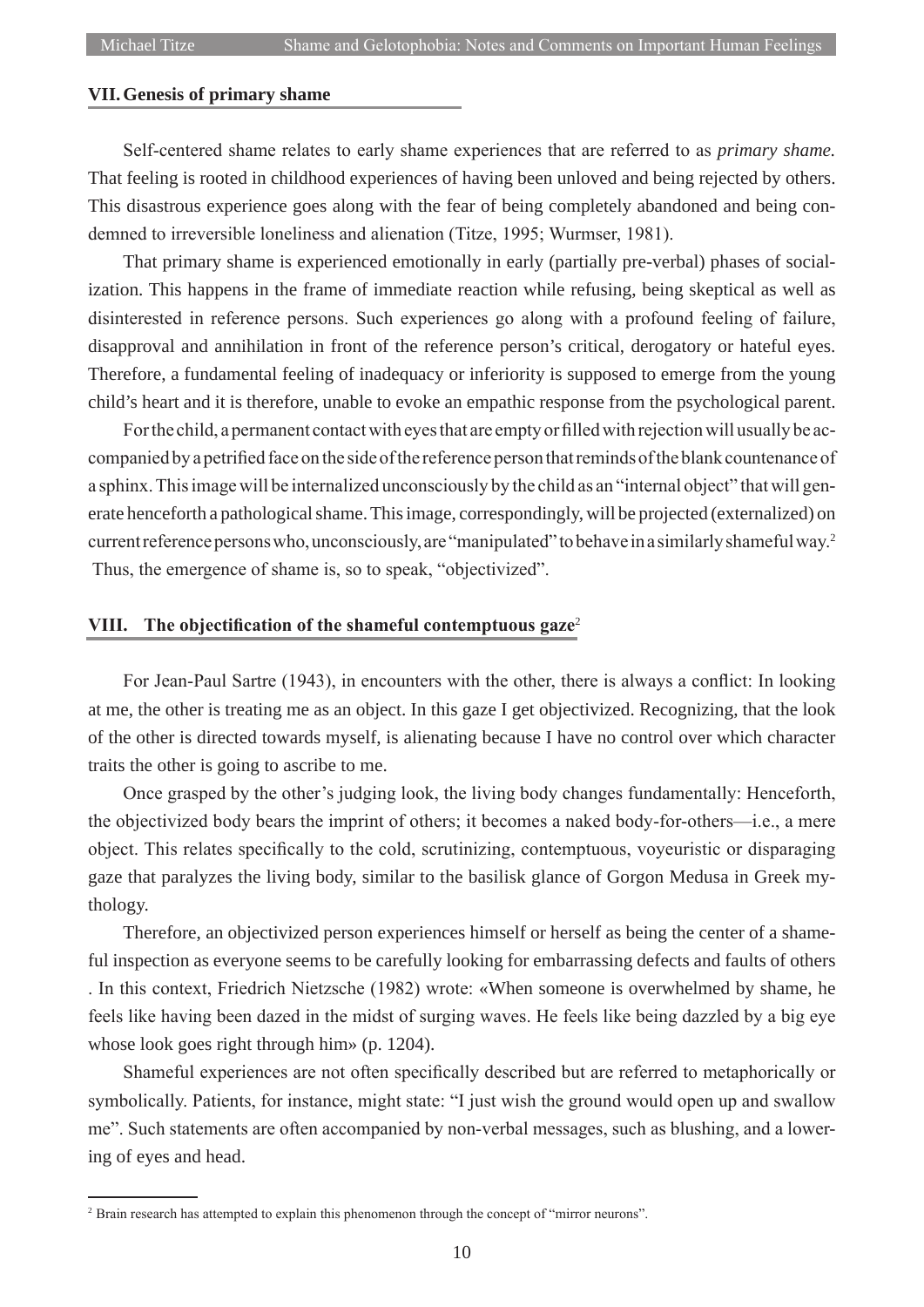## VII. Genesis of primary shame

Self-centered shame relates to early shame experiences that are referred to as *primary shame.* That feeling is rooted in childhood experiences of having been unloved and being rejected by others. This disastrous experience goes along with the fear of being completely abandoned and being condemned to irreversible loneliness and alienation (Titze, 1995; Wurmser, 1981).

That primary shame is experienced emotionally in early (partially pre-verbal) phases of socialization. This happens in the frame of immediate reaction while refusing, being skeptical as well as disinterested in reference persons. Such experiences go along with a profound feeling of failure, disapproval and annihilation in front of the reference person's critical, derogatory or hateful eyes. Therefore, a fundamental feeling of inadequacy or inferiority is supposed to emerge from the young child's heart and it is therefore, unable to evoke an empathic response from the psychological parent.

For the child, a permanent contact with eyes that are empty or filled with rejection will usually be accompanied by a petrified face on the side of the reference person that reminds of the blank countenance of a sphinx. This image will be internalized unconsciously by the child as an "internal object" that will generate henceforth a pathological shame. This image, correspondingly, will be projected (externalized) on current reference persons who, unconsciously, are "manipulated" to behave in a similarly shameful way.[2] Thus, the emergence of shame is, so to speak, "objectivized".

## VIII. The objectification of the shameful contemptuous gaze[2]

For Jean-Paul Sartre (1943), in encounters with the other, there is always a conflict: In looking at me, the other is treating me as an object. In this gaze I get objectivized. Recognizing, that the look of the other is directed towards myself, is alienating because I have no control over which character traits the other is going to ascribe to me.

Once grasped by the other's judging look, the living body changes fundamentally: Henceforth, the objectivized body bears the imprint of others; it becomes a naked body-for-others—i.e., a mere object. This relates specifically to the cold, scrutinizing, contemptuous, voyeuristic or disparaging gaze that paralyzes the living body, similar to the basilisk glance of Gorgon Medusa in Greek mythology.

Therefore, an objectivized person experiences himself or herself as being the center of a shameful inspection as everyone seems to be carefully looking for embarrassing defects and faults of others . In this context, Friedrich Nietzsche (1982) wrote: «When someone is overwhelmed by shame, he feels like having been dazed in the midst of surging waves. He feels like being dazzled by a big eye whose look goes right through him» (p. 1204).

Shameful experiences are not often specifically described but are referred to metaphorically or symbolically. Patients, for instance, might state: "I just wish the ground would open up and swallow me". Such statements are often accompanied by non-verbal messages, such as blushing, and a lowering of eyes and head.

---

[2] Brain research has attempted to explain this phenomenon through the concept of "mirror neurons".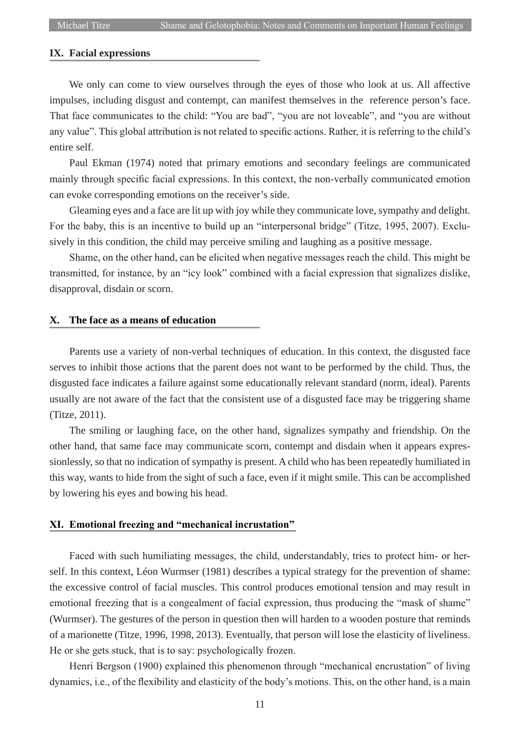## IX. Facial expressions

We only can come to view ourselves through the eyes of those who look at us. All affective impulses, including disgust and contempt, can manifest themselves in the reference person's face. That face communicates to the child: "You are bad", "you are not loveable", and "you are without any value". This global attribution is not related to specific actions. Rather, it is referring to the child's entire self.

Paul Ekman (1974) noted that primary emotions and secondary feelings are communicated mainly through specific facial expressions. In this context, the non-verbally communicated emotion can evoke corresponding emotions on the receiver's side.

Gleaming eyes and a face are lit up with joy while they communicate love, sympathy and delight. For the baby, this is an incentive to build up an "interpersonal bridge" (Titze, 1995, 2007). Exclusively in this condition, the child may perceive smiling and laughing as a positive message.

Shame, on the other hand, can be elicited when negative messages reach the child. This might be transmitted, for instance, by an "icy look" combined with a facial expression that signalizes dislike, disapproval, disdain or scorn.

## X. The face as a means of education

Parents use a variety of non-verbal techniques of education. In this context, the disgusted face serves to inhibit those actions that the parent does not want to be performed by the child. Thus, the disgusted face indicates a failure against some educationally relevant standard (norm, ideal). Parents usually are not aware of the fact that the consistent use of a disgusted face may be triggering shame (Titze, 2011).

The smiling or laughing face, on the other hand, signalizes sympathy and friendship. On the other hand, that same face may communicate scorn, contempt and disdain when it appears expressionlessly, so that no indication of sympathy is present. A child who has been repeatedly humiliated in this way, wants to hide from the sight of such a face, even if it might smile. This can be accomplished by lowering his eyes and bowing his head.

## XI. Emotional freezing and "mechanical incrustation"

Faced with such humiliating messages, the child, understandably, tries to protect him- or herself. In this context, Léon Wurmser (1981) describes a typical strategy for the prevention of shame: the excessive control of facial muscles. This control produces emotional tension and may result in emotional freezing that is a congealment of facial expression, thus producing the "mask of shame" (Wurmser). The gestures of the person in question then will harden to a wooden posture that reminds of a marionette (Titze, 1996, 1998, 2013). Eventually, that person will lose the elasticity of liveliness. He or she gets stuck, that is to say: psychologically frozen.

Henri Bergson (1900) explained this phenomenon through "mechanical encrustation" of living dynamics, i.e., of the flexibility and elasticity of the body's motions. This, on the other hand, is a main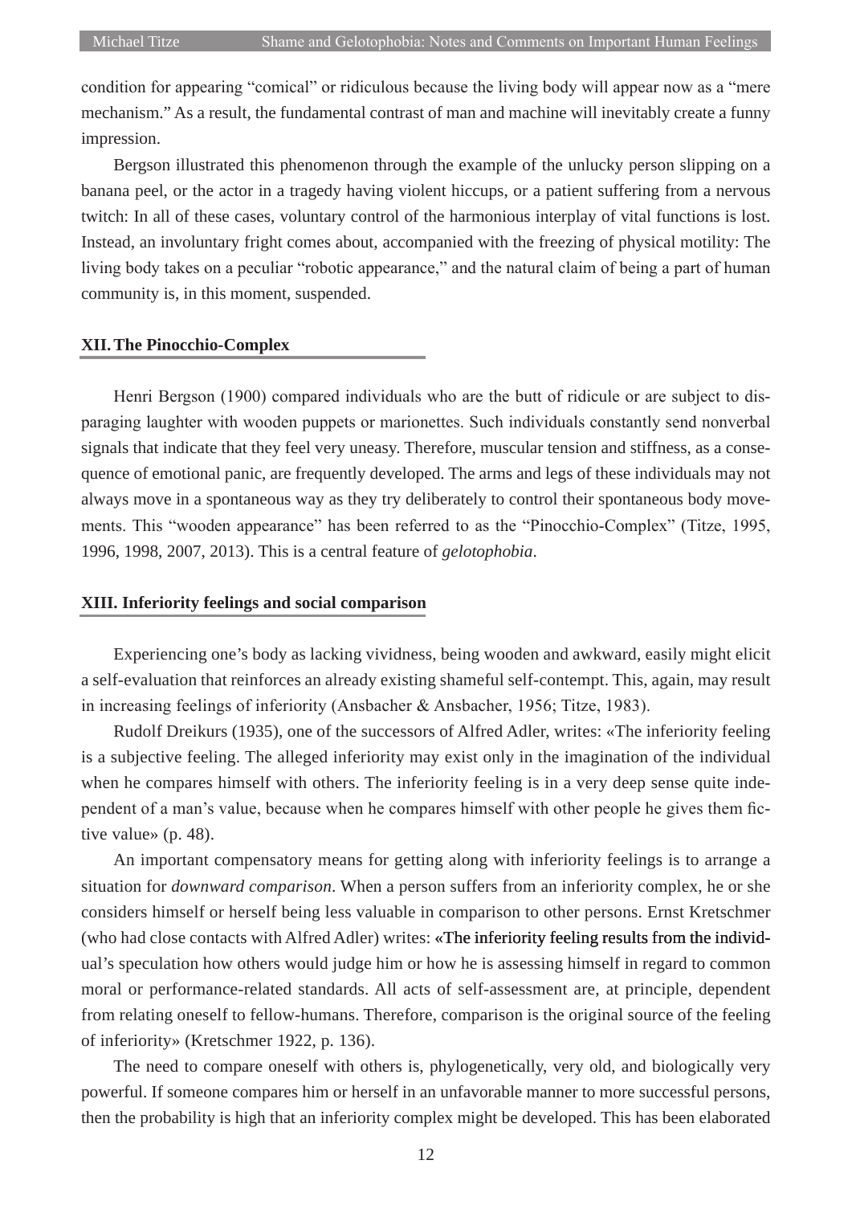condition for appearing "comical" or ridiculous because the living body will appear now as a "mere mechanism." As a result, the fundamental contrast of man and machine will inevitably create a funny impression.

Bergson illustrated this phenomenon through the example of the unlucky person slipping on a banana peel, or the actor in a tragedy having violent hiccups, or a patient suffering from a nervous twitch: In all of these cases, voluntary control of the harmonious interplay of vital functions is lost. Instead, an involuntary fright comes about, accompanied with the freezing of physical motility: The living body takes on a peculiar "robotic appearance," and the natural claim of being a part of human community is, in this moment, suspended.

## XII. The Pinocchio-Complex

Henri Bergson (1900) compared individuals who are the butt of ridicule or are subject to disparaging laughter with wooden puppets or marionettes. Such individuals constantly send nonverbal signals that indicate that they feel very uneasy. Therefore, muscular tension and stiffness, as a consequence of emotional panic, are frequently developed. The arms and legs of these individuals may not always move in a spontaneous way as they try deliberately to control their spontaneous body movements. This "wooden appearance" has been referred to as the "Pinocchio-Complex" (Titze, 1995, 1996, 1998, 2007, 2013). This is a central feature of *gelotophobia*.

## XIII. Inferiority feelings and social comparison

Experiencing one's body as lacking vividness, being wooden and awkward, easily might elicit a self-evaluation that reinforces an already existing shameful self-contempt. This, again, may result in increasing feelings of inferiority (Ansbacher & Ansbacher, 1956; Titze, 1983).

Rudolf Dreikurs (1935), one of the successors of Alfred Adler, writes: «The inferiority feeling is a subjective feeling. The alleged inferiority may exist only in the imagination of the individual when he compares himself with others. The inferiority feeling is in a very deep sense quite independent of a man's value, because when he compares himself with other people he gives them fictive value» (p. 48).

An important compensatory means for getting along with inferiority feelings is to arrange a situation for *downward comparison*. When a person suffers from an inferiority complex, he or she considers himself or herself being less valuable in comparison to other persons. Ernst Kretschmer (who had close contacts with Alfred Adler) writes: «The inferiority feeling results from the individual's speculation how others would judge him or how he is assessing himself in regard to common moral or performance-related standards. All acts of self-assessment are, at principle, dependent from relating oneself to fellow-humans. Therefore, comparison is the original source of the feeling of inferiority» (Kretschmer 1922, p. 136).

The need to compare oneself with others is, phylogenetically, very old, and biologically very powerful. If someone compares him or herself in an unfavorable manner to more successful persons, then the probability is high that an inferiority complex might be developed. This has been elaborated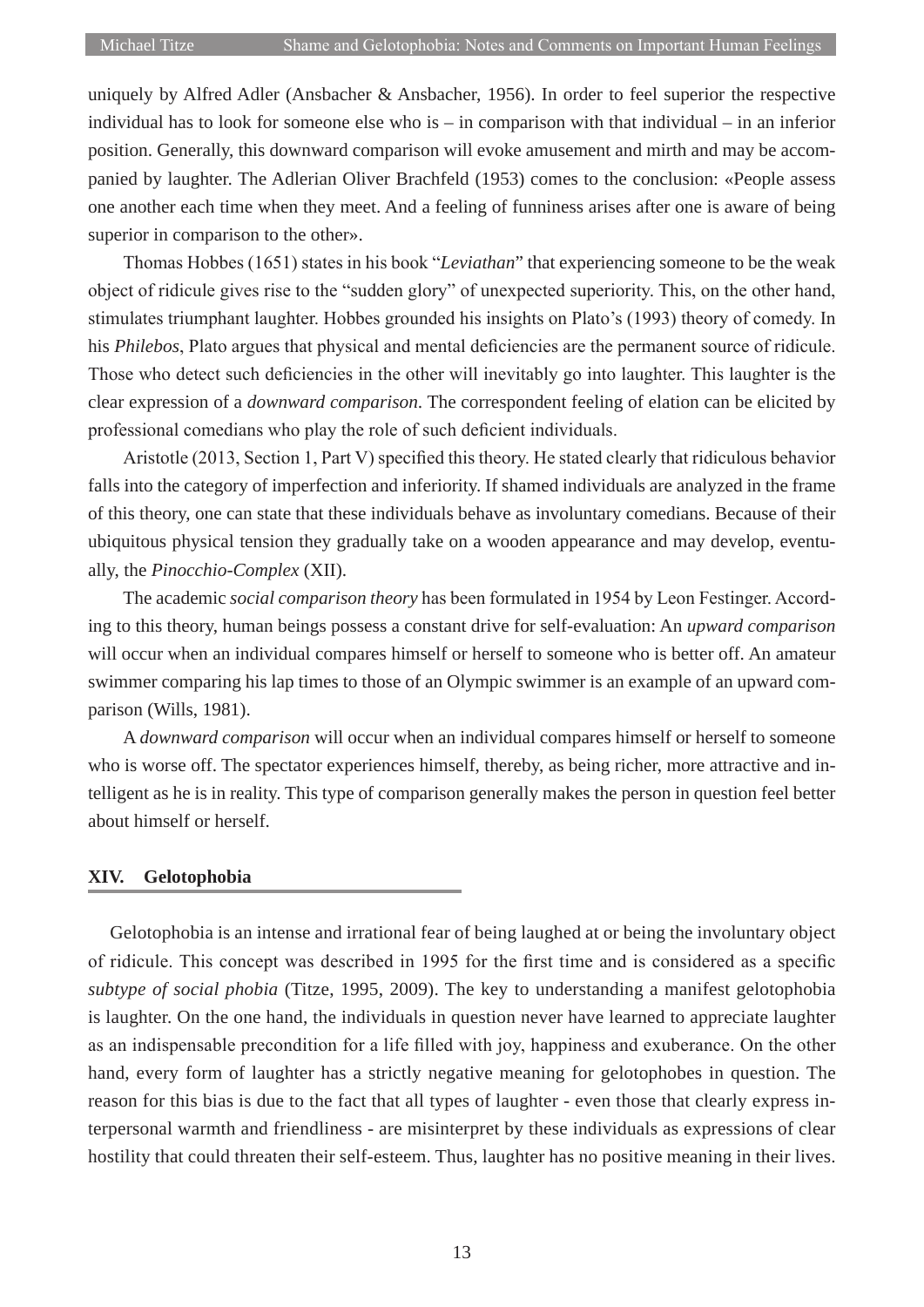uniquely by Alfred Adler (Ansbacher & Ansbacher, 1956). In order to feel superior the respective individual has to look for someone else who is – in comparison with that individual – in an inferior position. Generally, this downward comparison will evoke amusement and mirth and may be accompanied by laughter. The Adlerian Oliver Brachfeld (1953) comes to the conclusion: «People assess one another each time when they meet. And a feeling of funniness arises after one is aware of being superior in comparison to the other».

Thomas Hobbes (1651) states in his book "*Leviathan*" that experiencing someone to be the weak object of ridicule gives rise to the "sudden glory" of unexpected superiority. This, on the other hand, stimulates triumphant laughter. Hobbes grounded his insights on Plato's (1993) theory of comedy. In his *Philebos*, Plato argues that physical and mental deficiencies are the permanent source of ridicule. Those who detect such deficiencies in the other will inevitably go into laughter. This laughter is the clear expression of a *downward comparison*. The correspondent feeling of elation can be elicited by professional comedians who play the role of such deficient individuals.

Aristotle (2013, Section 1, Part V) specified this theory. He stated clearly that ridiculous behavior falls into the category of imperfection and inferiority. If shamed individuals are analyzed in the frame of this theory, one can state that these individuals behave as involuntary comedians. Because of their ubiquitous physical tension they gradually take on a wooden appearance and may develop, eventually, the *Pinocchio-Complex* (XII).

The academic *social comparison theory* has been formulated in 1954 by Leon Festinger. According to this theory, human beings possess a constant drive for self-evaluation: An *upward comparison* will occur when an individual compares himself or herself to someone who is better off. An amateur swimmer comparing his lap times to those of an Olympic swimmer is an example of an upward comparison (Wills, 1981).

A *downward comparison* will occur when an individual compares himself or herself to someone who is worse off. The spectator experiences himself, thereby, as being richer, more attractive and intelligent as he is in reality. This type of comparison generally makes the person in question feel better about himself or herself.

## XIV. Gelotophobia

Gelotophobia is an intense and irrational fear of being laughed at or being the involuntary object of ridicule. This concept was described in 1995 for the first time and is considered as a specific *subtype of social phobia* (Titze, 1995, 2009). The key to understanding a manifest gelotophobia is laughter. On the one hand, the individuals in question never have learned to appreciate laughter as an indispensable precondition for a life filled with joy, happiness and exuberance. On the other hand, every form of laughter has a strictly negative meaning for gelotophobes in question. The reason for this bias is due to the fact that all types of laughter - even those that clearly express interpersonal warmth and friendliness - are misinterpret by these individuals as expressions of clear hostility that could threaten their self-esteem. Thus, laughter has no positive meaning in their lives.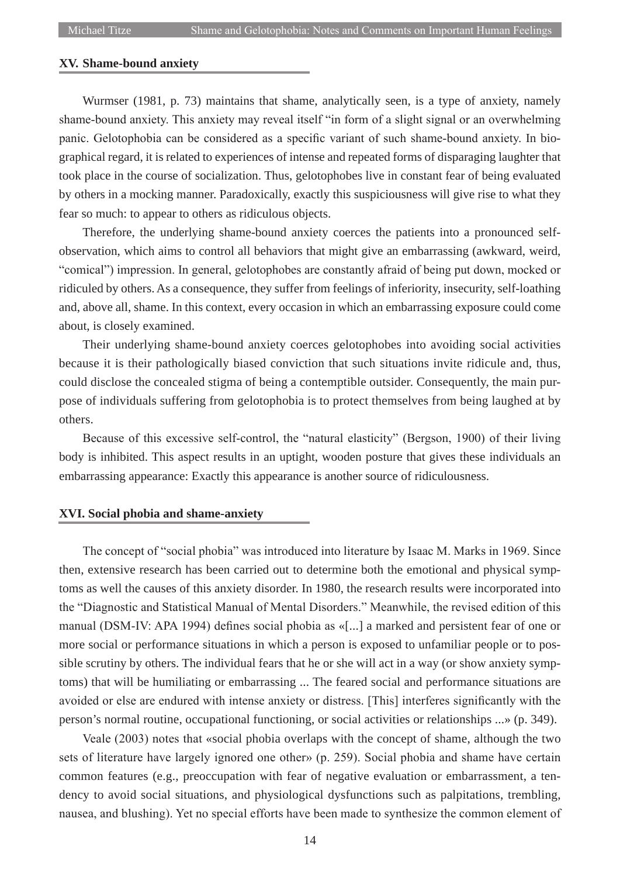## XV. Shame-bound anxiety

Wurmser (1981, p. 73) maintains that shame, analytically seen, is a type of anxiety, namely shame-bound anxiety. This anxiety may reveal itself "in form of a slight signal or an overwhelming panic. Gelotophobia can be considered as a specific variant of such shame-bound anxiety. In biographical regard, it is related to experiences of intense and repeated forms of disparaging laughter that took place in the course of socialization. Thus, gelotophobes live in constant fear of being evaluated by others in a mocking manner. Paradoxically, exactly this suspiciousness will give rise to what they fear so much: to appear to others as ridiculous objects.

Therefore, the underlying shame-bound anxiety coerces the patients into a pronounced self-observation, which aims to control all behaviors that might give an embarrassing (awkward, weird, "comical") impression. In general, gelotophobes are constantly afraid of being put down, mocked or ridiculed by others. As a consequence, they suffer from feelings of inferiority, insecurity, self-loathing and, above all, shame. In this context, every occasion in which an embarrassing exposure could come about, is closely examined.

Their underlying shame-bound anxiety coerces gelotophobes into avoiding social activities because it is their pathologically biased conviction that such situations invite ridicule and, thus, could disclose the concealed stigma of being a contemptible outsider. Consequently, the main purpose of individuals suffering from gelotophobia is to protect themselves from being laughed at by others.

Because of this excessive self-control, the "natural elasticity" (Bergson, 1900) of their living body is inhibited. This aspect results in an uptight, wooden posture that gives these individuals an embarrassing appearance: Exactly this appearance is another source of ridiculousness.

## XVI. Social phobia and shame-anxiety

The concept of "social phobia" was introduced into literature by Isaac M. Marks in 1969. Since then, extensive research has been carried out to determine both the emotional and physical symptoms as well the causes of this anxiety disorder. In 1980, the research results were incorporated into the "Diagnostic and Statistical Manual of Mental Disorders." Meanwhile, the revised edition of this manual (DSM-IV: APA 1994) defines social phobia as «[...] a marked and persistent fear of one or more social or performance situations in which a person is exposed to unfamiliar people or to possible scrutiny by others. The individual fears that he or she will act in a way (or show anxiety symptoms) that will be humiliating or embarrassing ... The feared social and performance situations are avoided or else are endured with intense anxiety or distress. [This] interferes significantly with the person's normal routine, occupational functioning, or social activities or relationships ...» (p. 349).

Veale (2003) notes that «social phobia overlaps with the concept of shame, although the two sets of literature have largely ignored one other» (p. 259). Social phobia and shame have certain common features (e.g., preoccupation with fear of negative evaluation or embarrassment, a tendency to avoid social situations, and physiological dysfunctions such as palpitations, trembling, nausea, and blushing). Yet no special efforts have been made to synthesize the common element of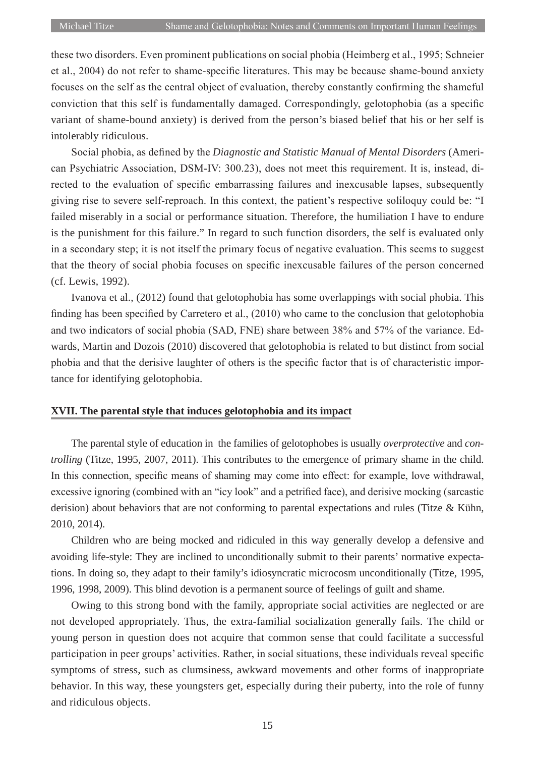these two disorders. Even prominent publications on social phobia (Heimberg et al., 1995; Schneier et al., 2004) do not refer to shame-specific literatures. This may be because shame-bound anxiety focuses on the self as the central object of evaluation, thereby constantly confirming the shameful conviction that this self is fundamentally damaged. Correspondingly, gelotophobia (as a specific variant of shame-bound anxiety) is derived from the person's biased belief that his or her self is intolerably ridiculous.

Social phobia, as defined by the *Diagnostic and Statistic Manual of Mental Disorders* (American Psychiatric Association, DSM-IV: 300.23), does not meet this requirement. It is, instead, directed to the evaluation of specific embarrassing failures and inexcusable lapses, subsequently giving rise to severe self-reproach. In this context, the patient's respective soliloquy could be: "I failed miserably in a social or performance situation. Therefore, the humiliation I have to endure is the punishment for this failure." In regard to such function disorders, the self is evaluated only in a secondary step; it is not itself the primary focus of negative evaluation. This seems to suggest that the theory of social phobia focuses on specific inexcusable failures of the person concerned (cf. Lewis, 1992).

Ivanova et al., (2012) found that gelotophobia has some overlappings with social phobia. This finding has been specified by Carretero et al., (2010) who came to the conclusion that gelotophobia and two indicators of social phobia (SAD, FNE) share between 38% and 57% of the variance. Edwards, Martin and Dozois (2010) discovered that gelotophobia is related to but distinct from social phobia and that the derisive laughter of others is the specific factor that is of characteristic importance for identifying gelotophobia.

## XVII. The parental style that induces gelotophobia and its impact

The parental style of education in the families of gelotophobes is usually *overprotective* and *controlling* (Titze, 1995, 2007, 2011). This contributes to the emergence of primary shame in the child. In this connection, specific means of shaming may come into effect: for example, love withdrawal, excessive ignoring (combined with an "icy look" and a petrified face), and derisive mocking (sarcastic derision) about behaviors that are not conforming to parental expectations and rules (Titze & Kühn, 2010, 2014).

Children who are being mocked and ridiculed in this way generally develop a defensive and avoiding life-style: They are inclined to unconditionally submit to their parents' normative expectations. In doing so, they adapt to their family's idiosyncratic microcosm unconditionally (Titze, 1995, 1996, 1998, 2009). This blind devotion is a permanent source of feelings of guilt and shame.

Owing to this strong bond with the family, appropriate social activities are neglected or are not developed appropriately. Thus, the extra-familial socialization generally fails. The child or young person in question does not acquire that common sense that could facilitate a successful participation in peer groups' activities. Rather, in social situations, these individuals reveal specific symptoms of stress, such as clumsiness, awkward movements and other forms of inappropriate behavior. In this way, these youngsters get, especially during their puberty, into the role of funny and ridiculous objects.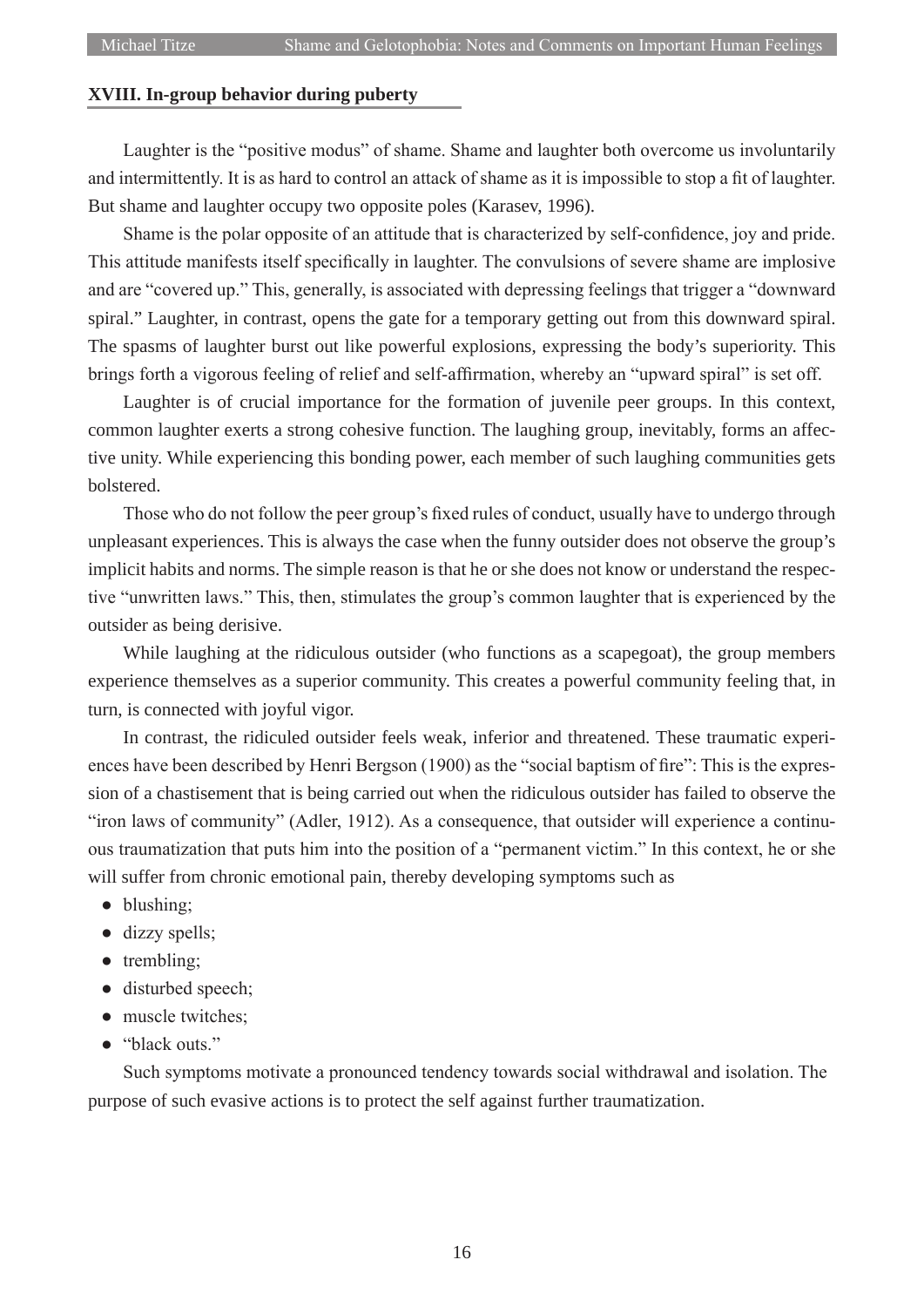## XVIII. In-group behavior during puberty

Laughter is the "positive modus" of shame. Shame and laughter both overcome us involuntarily and intermittently. It is as hard to control an attack of shame as it is impossible to stop a fit of laughter. But shame and laughter occupy two opposite poles (Karasev, 1996).

Shame is the polar opposite of an attitude that is characterized by self-confidence, joy and pride. This attitude manifests itself specifically in laughter. The convulsions of severe shame are implosive and are "covered up." This, generally, is associated with depressing feelings that trigger a "downward spiral." Laughter, in contrast, opens the gate for a temporary getting out from this downward spiral. The spasms of laughter burst out like powerful explosions, expressing the body's superiority. This brings forth a vigorous feeling of relief and self-affirmation, whereby an "upward spiral" is set off.

Laughter is of crucial importance for the formation of juvenile peer groups. In this context, common laughter exerts a strong cohesive function. The laughing group, inevitably, forms an affective unity. While experiencing this bonding power, each member of such laughing communities gets bolstered.

Those who do not follow the peer group's fixed rules of conduct, usually have to undergo through unpleasant experiences. This is always the case when the funny outsider does not observe the group's implicit habits and norms. The simple reason is that he or she does not know or understand the respective "unwritten laws." This, then, stimulates the group's common laughter that is experienced by the outsider as being derisive.

While laughing at the ridiculous outsider (who functions as a scapegoat), the group members experience themselves as a superior community. This creates a powerful community feeling that, in turn, is connected with joyful vigor.

In contrast, the ridiculed outsider feels weak, inferior and threatened. These traumatic experiences have been described by Henri Bergson (1900) as the "social baptism of fire": This is the expression of a chastisement that is being carried out when the ridiculous outsider has failed to observe the "iron laws of community" (Adler, 1912). As a consequence, that outsider will experience a continuous traumatization that puts him into the position of a "permanent victim." In this context, he or she will suffer from chronic emotional pain, thereby developing symptoms such as

- blushing;
- dizzy spells;
- trembling;
- disturbed speech;
- muscle twitches;
- "black outs."

Such symptoms motivate a pronounced tendency towards social withdrawal and isolation. The purpose of such evasive actions is to protect the self against further traumatization.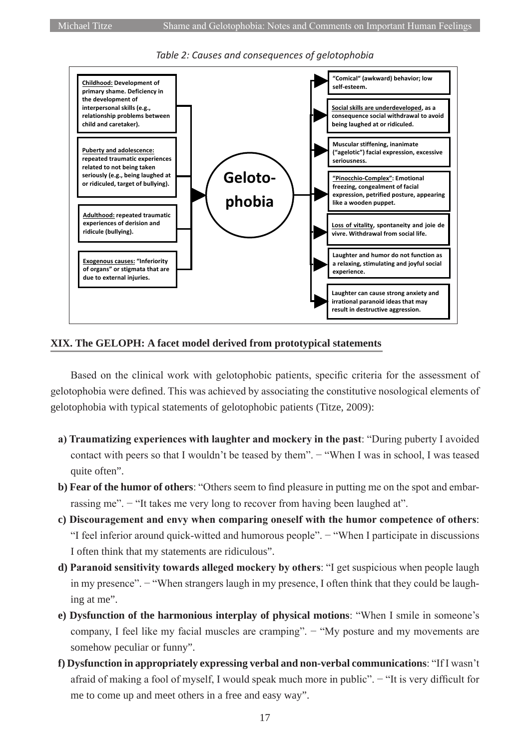*Table 2: Causes and consequences of gelotophobia*

| Causes | | Consequences |
|---|---|---|
| **Childhood:** Development of primary shame. Deficiency in the development of interpersonal skills (e.g., relationship problems between child and caretaker). | **Geloto-phobia** | "Comical" (awkward) behavior; low self-esteem. |
| **Puberty and adolescence:** repeated traumatic experiences related to not being taken seriously (e.g., being laughed at or ridiculed, target of bullying). | | **Social skills are underdeveloped**, as a consequence social withdrawal to avoid being laughed at or ridiculed. |
| **Adulthood:** repeated traumatic experiences of derision and ridicule (bullying). | | Muscular stiffening, inanimate ("agelotic") facial expression, excessive seriousness. |
| **Exogenous causes:** "Inferiority of organs" or stigmata that are due to external injuries. | | **"Pinocchio-Complex"**: Emotional freezing, congealment of facial expression, petrified posture, appearing like a wooden puppet. |
| | | **Loss of vitality**, spontaneity and joie de vivre. Withdrawal from social life. |
| | | Laughter and humor do not function as a relaxing, stimulating and joyful social experience. |
| | | Laughter can cause strong anxiety and irrational paranoid ideas that may result in destructive aggression. |

## XIX. The GELOPH: A facet model derived from prototypical statements

Based on the clinical work with gelotophobic patients, specific criteria for the assessment of gelotophobia were defined. This was achieved by associating the constitutive nosological elements of gelotophobia with typical statements of gelotophobic patients (Titze, 2009):

a) **Traumatizing experiences with laughter and mockery in the past**: "During puberty I avoided contact with peers so that I wouldn't be teased by them". − "When I was in school, I was teased quite often".

b) **Fear of the humor of others**: "Others seem to find pleasure in putting me on the spot and embarrassing me". − "It takes me very long to recover from having been laughed at".

c) **Discouragement and envy when comparing oneself with the humor competence of others**: "I feel inferior around quick-witted and humorous people". − "When I participate in discussions I often think that my statements are ridiculous".

d) **Paranoid sensitivity towards alleged mockery by others**: "I get suspicious when people laugh in my presence". − "When strangers laugh in my presence, I often think that they could be laughing at me".

e) **Dysfunction of the harmonious interplay of physical motions**: "When I smile in someone's company, I feel like my facial muscles are cramping". − "My posture and my movements are somehow peculiar or funny".

f) **Dysfunction in appropriately expressing verbal and non-verbal communications**: "If I wasn't afraid of making a fool of myself, I would speak much more in public". − "It is very difficult for me to come up and meet others in a free and easy way".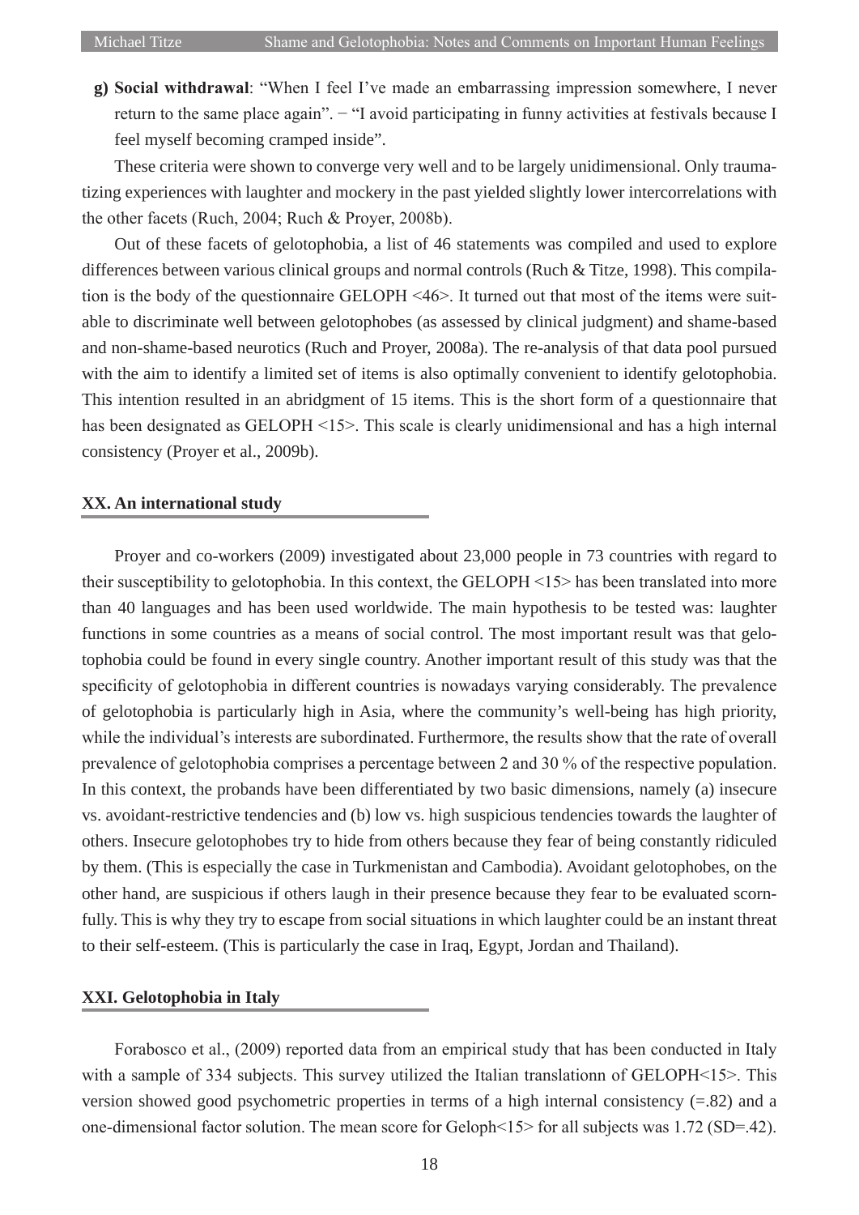**g) Social withdrawal**: "When I feel I've made an embarrassing impression somewhere, I never return to the same place again". − "I avoid participating in funny activities at festivals because I feel myself becoming cramped inside".

These criteria were shown to converge very well and to be largely unidimensional. Only traumatizing experiences with laughter and mockery in the past yielded slightly lower intercorrelations with the other facets (Ruch, 2004; Ruch & Proyer, 2008b).

Out of these facets of gelotophobia, a list of 46 statements was compiled and used to explore differences between various clinical groups and normal controls (Ruch & Titze, 1998). This compilation is the body of the questionnaire GELOPH <46>. It turned out that most of the items were suitable to discriminate well between gelotophobes (as assessed by clinical judgment) and shame-based and non-shame-based neurotics (Ruch and Proyer, 2008a). The re-analysis of that data pool pursued with the aim to identify a limited set of items is also optimally convenient to identify gelotophobia. This intention resulted in an abridgment of 15 items. This is the short form of a questionnaire that has been designated as GELOPH <15>. This scale is clearly unidimensional and has a high internal consistency (Proyer et al., 2009b).

## XX. An international study

Proyer and co-workers (2009) investigated about 23,000 people in 73 countries with regard to their susceptibility to gelotophobia. In this context, the GELOPH <15> has been translated into more than 40 languages and has been used worldwide. The main hypothesis to be tested was: laughter functions in some countries as a means of social control. The most important result was that gelotophobia could be found in every single country. Another important result of this study was that the specificity of gelotophobia in different countries is nowadays varying considerably. The prevalence of gelotophobia is particularly high in Asia, where the community's well-being has high priority, while the individual's interests are subordinated. Furthermore, the results show that the rate of overall prevalence of gelotophobia comprises a percentage between 2 and 30 % of the respective population. In this context, the probands have been differentiated by two basic dimensions, namely (a) insecure vs. avoidant-restrictive tendencies and (b) low vs. high suspicious tendencies towards the laughter of others. Insecure gelotophobes try to hide from others because they fear of being constantly ridiculed by them. (This is especially the case in Turkmenistan and Cambodia). Avoidant gelotophobes, on the other hand, are suspicious if others laugh in their presence because they fear to be evaluated scornfully. This is why they try to escape from social situations in which laughter could be an instant threat to their self-esteem. (This is particularly the case in Iraq, Egypt, Jordan and Thailand).

## XXI. Gelotophobia in Italy

Forabosco et al., (2009) reported data from an empirical study that has been conducted in Italy with a sample of 334 subjects. This survey utilized the Italian translationn of GELOPH<15>. This version showed good psychometric properties in terms of a high internal consistency (=.82) and a one-dimensional factor solution. The mean score for Geloph<15> for all subjects was 1.72 (SD=.42).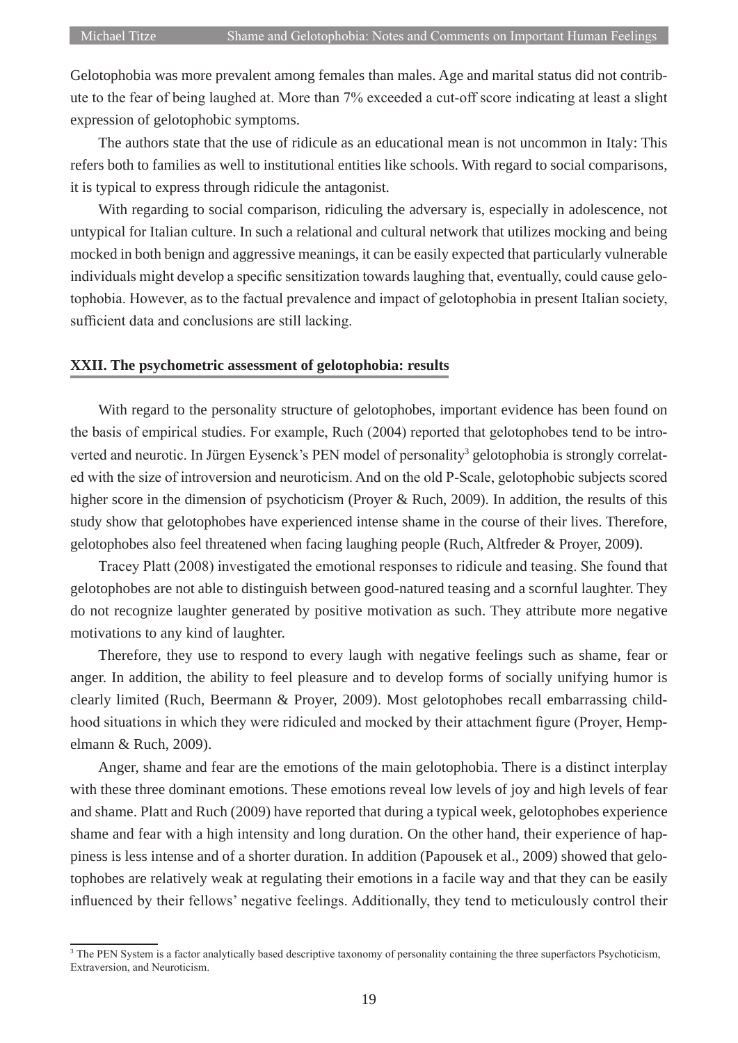Gelotophobia was more prevalent among females than males. Age and marital status did not contribute to the fear of being laughed at. More than 7% exceeded a cut-off score indicating at least a slight expression of gelotophobic symptoms.

The authors state that the use of ridicule as an educational mean is not uncommon in Italy: This refers both to families as well to institutional entities like schools. With regard to social comparisons, it is typical to express through ridicule the antagonist.

With regarding to social comparison, ridiculing the adversary is, especially in adolescence, not untypical for Italian culture. In such a relational and cultural network that utilizes mocking and being mocked in both benign and aggressive meanings, it can be easily expected that particularly vulnerable individuals might develop a specific sensitization towards laughing that, eventually, could cause gelotophobia. However, as to the factual prevalence and impact of gelotophobia in present Italian society, sufficient data and conclusions are still lacking.

## XXII. The psychometric assessment of gelotophobia: results

With regard to the personality structure of gelotophobes, important evidence has been found on the basis of empirical studies. For example, Ruch (2004) reported that gelotophobes tend to be introverted and neurotic. In Jürgen Eysenck's PEN model of personality[3] gelotophobia is strongly correlated with the size of introversion and neuroticism. And on the old P-Scale, gelotophobic subjects scored higher score in the dimension of psychoticism (Proyer & Ruch, 2009). In addition, the results of this study show that gelotophobes have experienced intense shame in the course of their lives. Therefore, gelotophobes also feel threatened when facing laughing people (Ruch, Altfreder & Proyer, 2009).

Tracey Platt (2008) investigated the emotional responses to ridicule and teasing. She found that gelotophobes are not able to distinguish between good-natured teasing and a scornful laughter. They do not recognize laughter generated by positive motivation as such. They attribute more negative motivations to any kind of laughter.

Therefore, they use to respond to every laugh with negative feelings such as shame, fear or anger. In addition, the ability to feel pleasure and to develop forms of socially unifying humor is clearly limited (Ruch, Beermann & Proyer, 2009). Most gelotophobes recall embarrassing childhood situations in which they were ridiculed and mocked by their attachment figure (Proyer, Hempelmann & Ruch, 2009).

Anger, shame and fear are the emotions of the main gelotophobia. There is a distinct interplay with these three dominant emotions. These emotions reveal low levels of joy and high levels of fear and shame. Platt and Ruch (2009) have reported that during a typical week, gelotophobes experience shame and fear with a high intensity and long duration. On the other hand, their experience of happiness is less intense and of a shorter duration. In addition (Papousek et al., 2009) showed that gelotophobes are relatively weak at regulating their emotions in a facile way and that they can be easily influenced by their fellows' negative feelings. Additionally, they tend to meticulously control their

[3] The PEN System is a factor analytically based descriptive taxonomy of personality containing the three superfactors Psychoticism, Extraversion, and Neuroticism.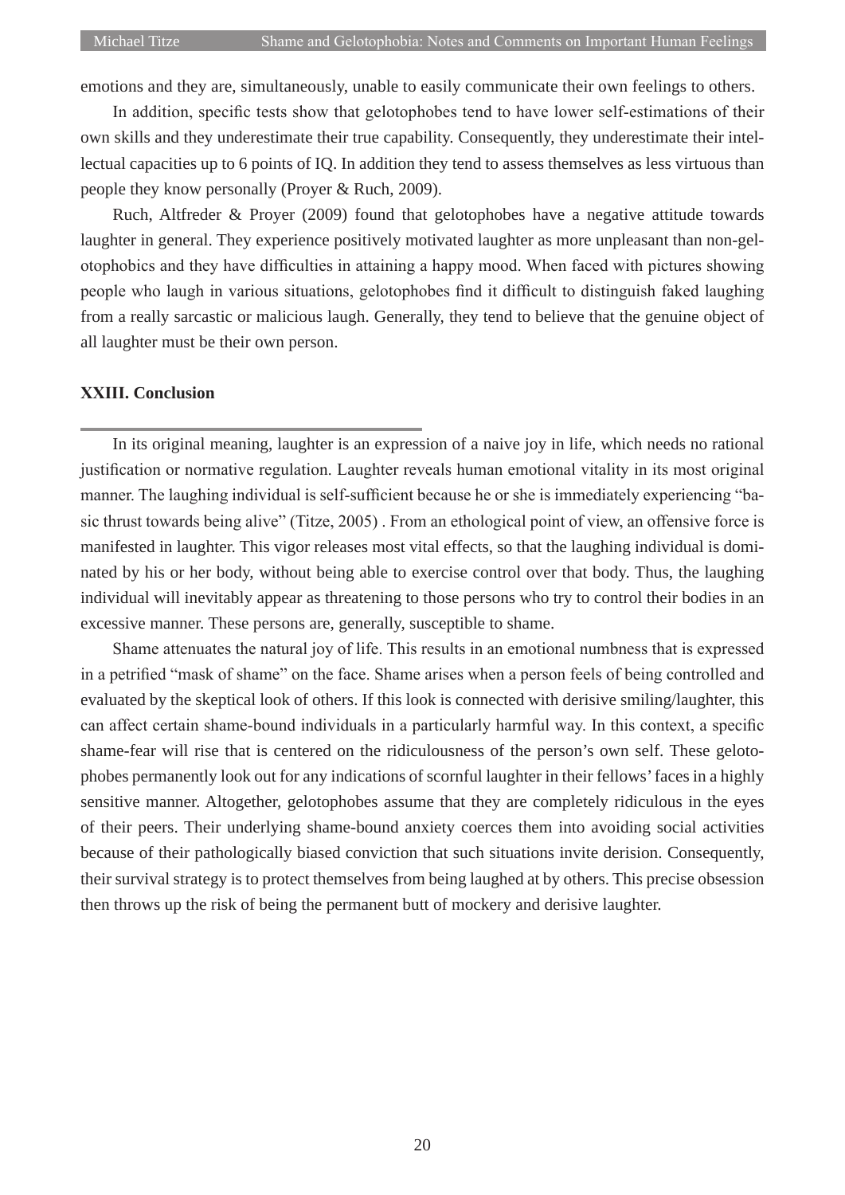emotions and they are, simultaneously, unable to easily communicate their own feelings to others.

In addition, specific tests show that gelotophobes tend to have lower self-estimations of their own skills and they underestimate their true capability. Consequently, they underestimate their intellectual capacities up to 6 points of IQ. In addition they tend to assess themselves as less virtuous than people they know personally (Proyer & Ruch, 2009).

Ruch, Altfreder & Proyer (2009) found that gelotophobes have a negative attitude towards laughter in general. They experience positively motivated laughter as more unpleasant than non-gelotophobics and they have difficulties in attaining a happy mood. When faced with pictures showing people who laugh in various situations, gelotophobes find it difficult to distinguish faked laughing from a really sarcastic or malicious laugh. Generally, they tend to believe that the genuine object of all laughter must be their own person.

## XXIII. Conclusion

In its original meaning, laughter is an expression of a naive joy in life, which needs no rational justification or normative regulation. Laughter reveals human emotional vitality in its most original manner. The laughing individual is self-sufficient because he or she is immediately experiencing "basic thrust towards being alive" (Titze, 2005) . From an ethological point of view, an offensive force is manifested in laughter. This vigor releases most vital effects, so that the laughing individual is dominated by his or her body, without being able to exercise control over that body. Thus, the laughing individual will inevitably appear as threatening to those persons who try to control their bodies in an excessive manner. These persons are, generally, susceptible to shame.

Shame attenuates the natural joy of life. This results in an emotional numbness that is expressed in a petrified "mask of shame" on the face. Shame arises when a person feels of being controlled and evaluated by the skeptical look of others. If this look is connected with derisive smiling/laughter, this can affect certain shame-bound individuals in a particularly harmful way. In this context, a specific shame-fear will rise that is centered on the ridiculousness of the person's own self. These gelotophobes permanently look out for any indications of scornful laughter in their fellows' faces in a highly sensitive manner. Altogether, gelotophobes assume that they are completely ridiculous in the eyes of their peers. Their underlying shame-bound anxiety coerces them into avoiding social activities because of their pathologically biased conviction that such situations invite derision. Consequently, their survival strategy is to protect themselves from being laughed at by others. This precise obsession then throws up the risk of being the permanent butt of mockery and derisive laughter.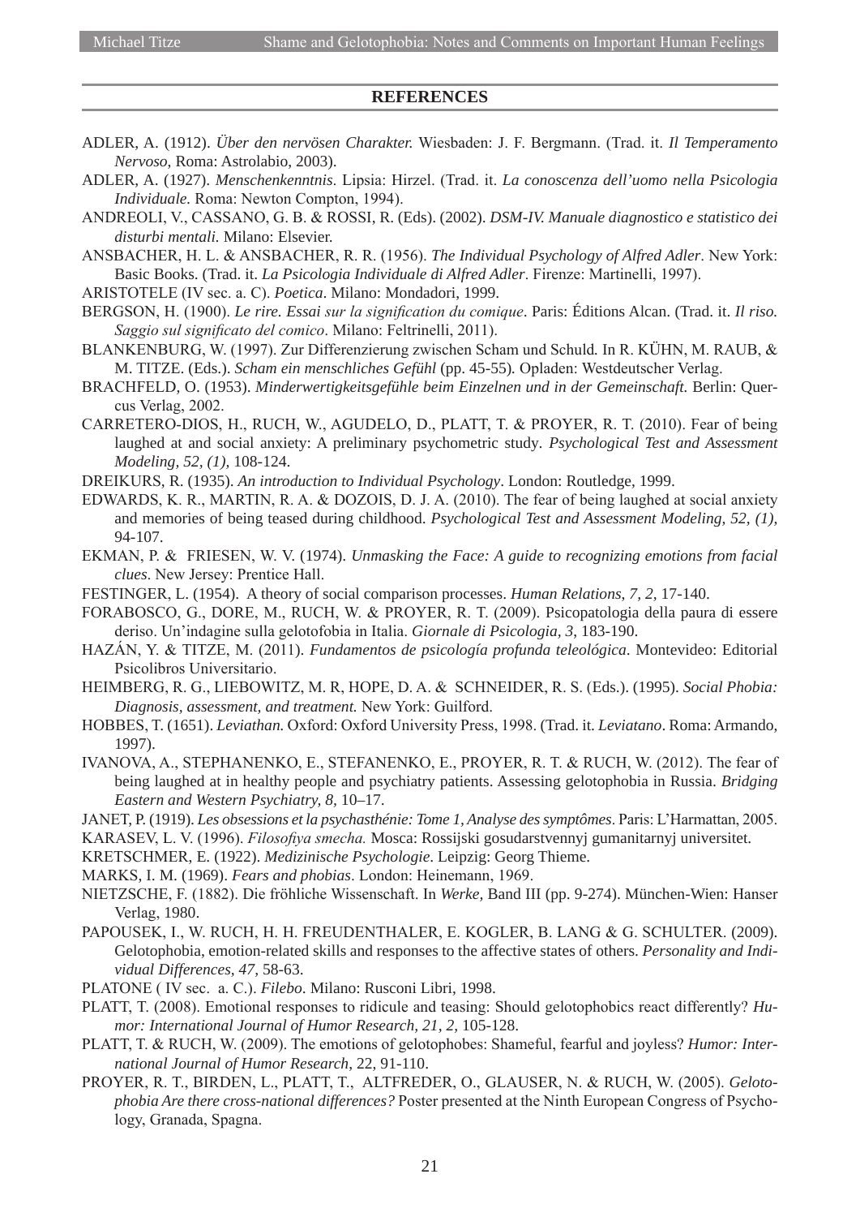## REFERENCES

ADLER, A. (1912). *Über den nervösen Charakter.* Wiesbaden: J. F. Bergmann. (Trad. it. *Il Temperamento Nervoso*, Roma: Astrolabio, 2003).

ADLER, A. (1927). *Menschenkenntnis*. Lipsia: Hirzel. (Trad. it. *La conoscenza dell'uomo nella Psicologia Individuale.* Roma: Newton Compton, 1994).

ANDREOLI, V., CASSANO, G. B. & ROSSI, R. (Eds). (2002). *DSM-IV. Manuale diagnostico e statistico dei disturbi mentali.* Milano: Elsevier.

ANSBACHER, H. L. & ANSBACHER, R. R. (1956). *The Individual Psychology of Alfred Adler*. New York: Basic Books. (Trad. it. *La Psicologia Individuale di Alfred Adler*. Firenze: Martinelli, 1997).

ARISTOTELE (IV sec. a. C). *Poetica*. Milano: Mondadori, 1999.

BERGSON, H. (1900). *Le rire. Essai sur la signification du comique*. Paris: Éditions Alcan. (Trad. it. *Il riso. Saggio sul significato del comico*. Milano: Feltrinelli, 2011).

BLANKENBURG, W. (1997). Zur Differenzierung zwischen Scham und Schuld. In R. KÜHN, M. RAUB, & M. TITZE. (Eds.). *Scham ein menschliches Gefühl* (pp. 45-55). Opladen: Westdeutscher Verlag.

BRACHFELD, O. (1953). *Minderwertigkeitsgefühle beim Einzelnen und in der Gemeinschaft.* Berlin: Quercus Verlag, 2002.

CARRETERO-DIOS, H., RUCH, W., AGUDELO, D., PLATT, T. & PROYER, R. T. (2010). Fear of being laughed at and social anxiety: A preliminary psychometric study. *Psychological Test and Assessment Modeling, 52, (1),* 108-124.

DREIKURS, R. (1935). *An introduction to Individual Psychology*. London: Routledge, 1999.

EDWARDS, K. R., MARTIN, R. A. & DOZOIS, D. J. A. (2010). The fear of being laughed at social anxiety and memories of being teased during childhood. *Psychological Test and Assessment Modeling, 52, (1),* 94-107.

EKMAN, P. & FRIESEN, W. V. (1974). *Unmasking the Face: A guide to recognizing emotions from facial clues*. New Jersey: Prentice Hall.

FESTINGER, L. (1954). A theory of social comparison processes. *Human Relations, 7, 2,* 17-140.

FORABOSCO, G., DORE, M., RUCH, W. & PROYER, R. T. (2009). Psicopatologia della paura di essere deriso. Un'indagine sulla gelotofobia in Italia. *Giornale di Psicologia, 3,* 183-190.

HAZÁN, Y. & TITZE, M. (2011). *Fundamentos de psicología profunda teleológica*. Montevideo: Editorial Psicolibros Universitario.

HEIMBERG, R. G., LIEBOWITZ, M. R, HOPE, D. A. & SCHNEIDER, R. S. (Eds.). (1995). *Social Phobia: Diagnosis, assessment, and treatment.* New York: Guilford.

HOBBES, T. (1651). *Leviathan.* Oxford: Oxford University Press, 1998. (Trad. it. *Leviatano*. Roma: Armando, 1997).

IVANOVA, A., STEPHANENKO, E., STEFANENKO, E., PROYER, R. T. & RUCH, W. (2012). The fear of being laughed at in healthy people and psychiatry patients. Assessing gelotophobia in Russia. *Bridging Eastern and Western Psychiatry, 8,* 10–17.

JANET, P. (1919). *Les obsessions et la psychasthénie: Tome 1, Analyse des symptômes*. Paris: L'Harmattan, 2005.

KARASEV, L. V. (1996). *Filosofiya smecha.* Mosca: Rossijski gosudarstvennyj gumanitarnyj universitet.

KRETSCHMER, E. (1922). *Medizinische Psychologie*. Leipzig: Georg Thieme.

MARKS, I. M. (1969). *Fears and phobias*. London: Heinemann, 1969.

NIETZSCHE, F. (1882). Die fröhliche Wissenschaft. In *Werke,* Band III (pp. 9-274). München-Wien: Hanser Verlag, 1980.

PAPOUSEK, I., W. RUCH, H. H. FREUDENTHALER, E. KOGLER, B. LANG & G. SCHULTER. (2009). Gelotophobia, emotion-related skills and responses to the affective states of others. *Personality and Individual Differences, 47,* 58-63.

PLATONE ( IV sec. a. C.). *Filebo*. Milano: Rusconi Libri, 1998.

PLATT, T. (2008). Emotional responses to ridicule and teasing: Should gelotophobics react differently? *Humor: International Journal of Humor Research, 21, 2,* 105-128.

PLATT, T. & RUCH, W. (2009). The emotions of gelotophobes: Shameful, fearful and joyless? *Humor: International Journal of Humor Research*, 22, 91-110.

PROYER, R. T., BIRDEN, L., PLATT, T., ALTFREDER, O., GLAUSER, N. & RUCH, W. (2005). *Gelotophobia Are there cross-national differences?* Poster presented at the Ninth European Congress of Psychology, Granada, Spagna.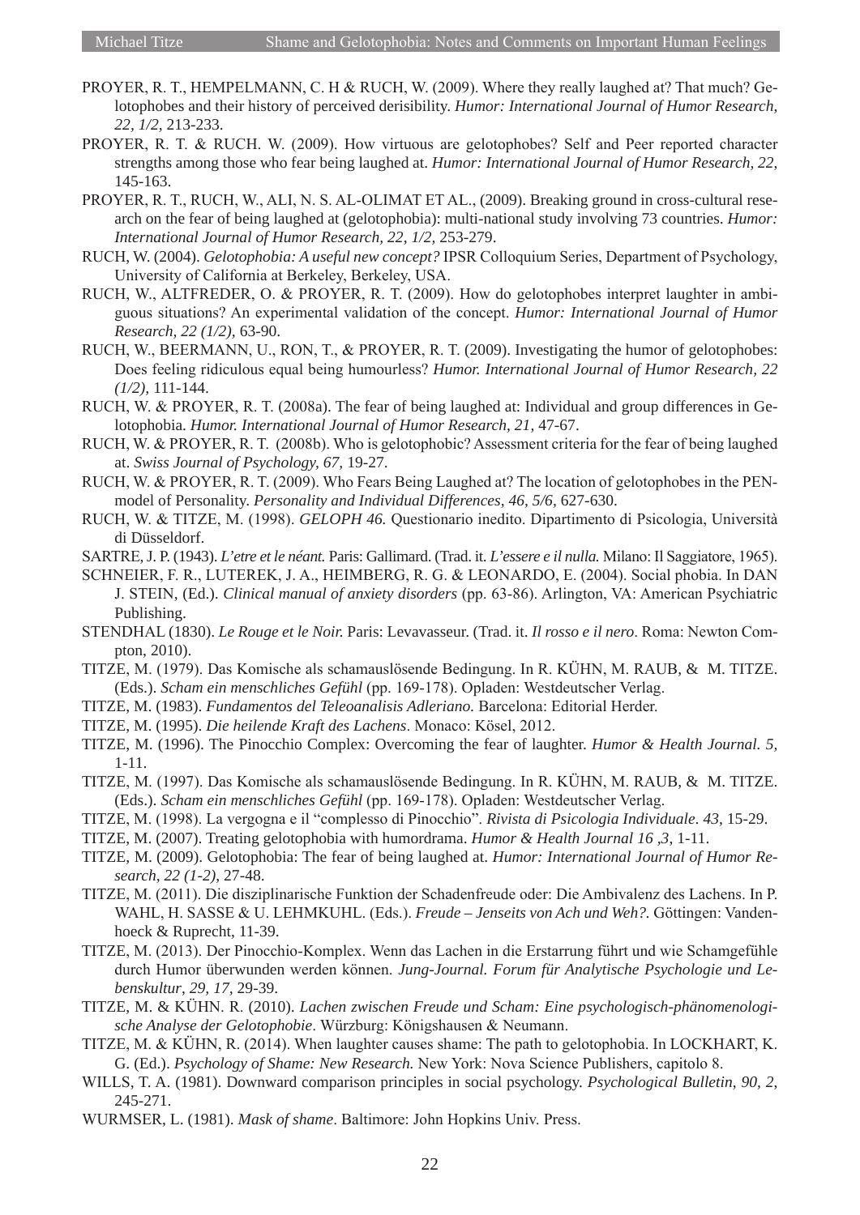PROYER, R. T., HEMPELMANN, C. H & RUCH, W. (2009). Where they really laughed at? That much? Gelotophobes and their history of perceived derisibility. *Humor: International Journal of Humor Research, 22, 1/2,* 213-233.

PROYER, R. T. & RUCH. W. (2009). How virtuous are gelotophobes? Self and Peer reported character strengths among those who fear being laughed at. *Humor: International Journal of Humor Research, 22,* 145-163.

PROYER, R. T., RUCH, W., ALI, N. S. AL-OLIMAT ET AL., (2009). Breaking ground in cross-cultural research on the fear of being laughed at (gelotophobia): multi-national study involving 73 countries. *Humor: International Journal of Humor Research, 22, 1/2,* 253-279.

RUCH, W. (2004). *Gelotophobia: A useful new concept?* IPSR Colloquium Series, Department of Psychology, University of California at Berkeley, Berkeley, USA.

RUCH, W., ALTFREDER, O. & PROYER, R. T. (2009). How do gelotophobes interpret laughter in ambiguous situations? An experimental validation of the concept. *Humor: International Journal of Humor Research, 22 (1/2),* 63-90.

RUCH, W., BEERMANN, U., RON, T., & PROYER, R. T. (2009). Investigating the humor of gelotophobes: Does feeling ridiculous equal being humourless? *Humor. International Journal of Humor Research, 22 (1/2),* 111-144.

RUCH, W. & PROYER, R. T. (2008a). The fear of being laughed at: Individual and group differences in Gelotophobia. *Humor. International Journal of Humor Research, 21,* 47-67.

RUCH, W. & PROYER, R. T. (2008b). Who is gelotophobic? Assessment criteria for the fear of being laughed at. *Swiss Journal of Psychology, 67,* 19-27.

RUCH, W. & PROYER, R. T. (2009). Who Fears Being Laughed at? The location of gelotophobes in the PEN-model of Personality. *Personality and Individual Differences, 46, 5/6,* 627-630.

RUCH, W. & TITZE, M. (1998). *GELOPH 46.* Questionario inedito. Dipartimento di Psicologia, Università di Düsseldorf.

SARTRE, J. P. (1943). *L'etre et le néant.* Paris: Gallimard. (Trad. it. *L'essere e il nulla.* Milano: Il Saggiatore, 1965).

SCHNEIER, F. R., LUTEREK, J. A., HEIMBERG, R. G. & LEONARDO, E. (2004). Social phobia. In DAN J. STEIN, (Ed.). *Clinical manual of anxiety disorders* (pp. 63-86). Arlington, VA: American Psychiatric Publishing.

STENDHAL (1830). *Le Rouge et le Noir.* Paris: Levavasseur. (Trad. it. *Il rosso e il nero*. Roma: Newton Compton, 2010).

TITZE, M. (1979). Das Komische als schamauslösende Bedingung. In R. KÜHN, M. RAUB, & M. TITZE. (Eds.). *Scham ein menschliches Gefühl* (pp. 169-178). Opladen: Westdeutscher Verlag.

TITZE, M. (1983). *Fundamentos del Teleoanalisis Adleriano.* Barcelona: Editorial Herder.

TITZE, M. (1995). *Die heilende Kraft des Lachens*. Monaco: Kösel, 2012.

TITZE, M. (1996). The Pinocchio Complex: Overcoming the fear of laughter. *Humor & Health Journal. 5,* 1-11.

TITZE, M. (1997). Das Komische als schamauslösende Bedingung. In R. KÜHN, M. RAUB, & M. TITZE. (Eds.). *Scham ein menschliches Gefühl* (pp. 169-178). Opladen: Westdeutscher Verlag.

TITZE, M. (1998). La vergogna e il "complesso di Pinocchio". *Rivista di Psicologia Individuale. 43,* 15-29.

TITZE, M. (2007). Treating gelotophobia with humordrama. *Humor & Health Journal 16 ,3,* 1-11.

TITZE, M. (2009). Gelotophobia: The fear of being laughed at. *Humor: International Journal of Humor Research, 22 (1-2),* 27-48.

TITZE, M. (2011). Die disziplinarische Funktion der Schadenfreude oder: Die Ambivalenz des Lachens. In P. WAHL, H. SASSE & U. LEHMKUHL. (Eds.). *Freude – Jenseits von Ach und Weh?.* Göttingen: Vandenhoeck & Ruprecht, 11-39.

TITZE, M. (2013). Der Pinocchio-Komplex. Wenn das Lachen in die Erstarrung führt und wie Schamgefühle durch Humor überwunden werden können. *Jung-Journal. Forum für Analytische Psychologie und Lebenskultur, 29, 17,* 29-39.

TITZE, M. & KÜHN. R. (2010). *Lachen zwischen Freude und Scham: Eine psychologisch-phänomenologische Analyse der Gelotophobie*. Würzburg: Königshausen & Neumann.

TITZE, M. & KÜHN, R. (2014). When laughter causes shame: The path to gelotophobia. In LOCKHART, K. G. (Ed.). *Psychology of Shame: New Research.* New York: Nova Science Publishers, capitolo 8.

WILLS, T. A. (1981). Downward comparison principles in social psychology. *Psychological Bulletin, 90, 2,* 245-271.

WURMSER, L. (1981). *Mask of shame*. Baltimore: John Hopkins Univ. Press.